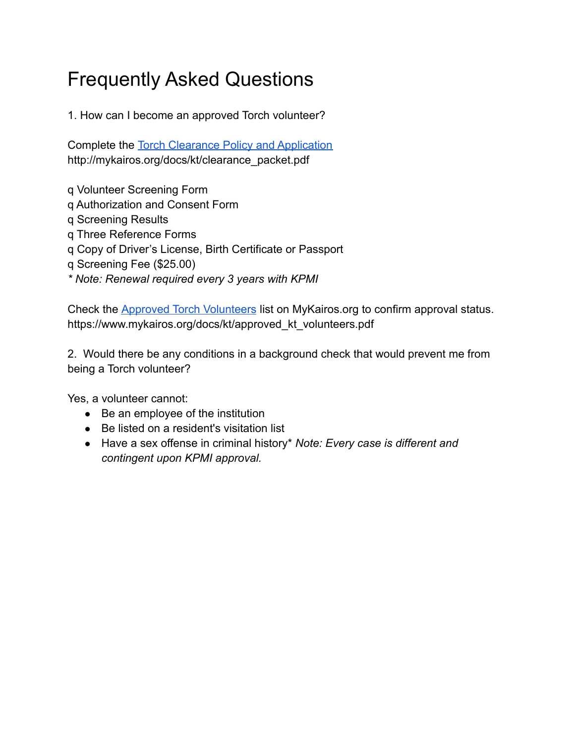# Frequently Asked Questions

1. How can I become an approved Torch volunteer?

Complete the [Torch Clearance Policy and Application](http://mykairos.org/docs/kt/clearance_packet.pdf)
http://mykairos.org/docs/kt/clearance_packet.pdf

q Volunteer Screening Form
q Authorization and Consent Form
q Screening Results
q Three Reference Forms
q Copy of Driver's License, Birth Certificate or Passport
q Screening Fee ($25.00)
*\* Note: Renewal required every 3 years with KPMI*

Check the [Approved Torch Volunteers](https://www.mykairos.org/docs/kt/approved_kt_volunteers.pdf) list on MyKairos.org to confirm approval status.
https://www.mykairos.org/docs/kt/approved_kt_volunteers.pdf

2. Would there be any conditions in a background check that would prevent me from being a Torch volunteer?

Yes, a volunteer cannot:

- Be an employee of the institution
- Be listed on a resident's visitation list
- Have a sex offense in criminal history* *Note: Every case is different and contingent upon KPMI approval.*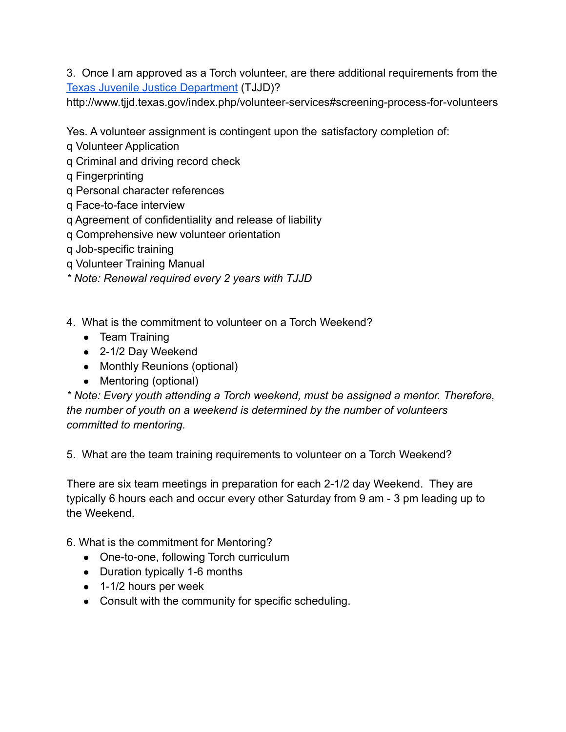3. Once I am approved as a Torch volunteer, are there additional requirements from the [Texas Juvenile Justice Department](http://www.tjjd.texas.gov/index.php/volunteer-services#screening-process-for-volunteers) (TJJD)?
http://www.tjjd.texas.gov/index.php/volunteer-services#screening-process-for-volunteers

Yes. A volunteer assignment is contingent upon the satisfactory completion of:

q Volunteer Application
q Criminal and driving record check
q Fingerprinting
q Personal character references
q Face-to-face interview
q Agreement of confidentiality and release of liability
q Comprehensive new volunteer orientation
q Job-specific training
q Volunteer Training Manual
*\* Note: Renewal required every 2 years with TJJD*

4. What is the commitment to volunteer on a Torch Weekend?

- Team Training
- 2-1/2 Day Weekend
- Monthly Reunions (optional)
- Mentoring (optional)

*\* Note: Every youth attending a Torch weekend, must be assigned a mentor. Therefore, the number of youth on a weekend is determined by the number of volunteers committed to mentoring.*

5. What are the team training requirements to volunteer on a Torch Weekend?

There are six team meetings in preparation for each 2-1/2 day Weekend. They are typically 6 hours each and occur every other Saturday from 9 am - 3 pm leading up to the Weekend.

6. What is the commitment for Mentoring?

- One-to-one, following Torch curriculum
- Duration typically 1-6 months
- 1-1/2 hours per week
- Consult with the community for specific scheduling.